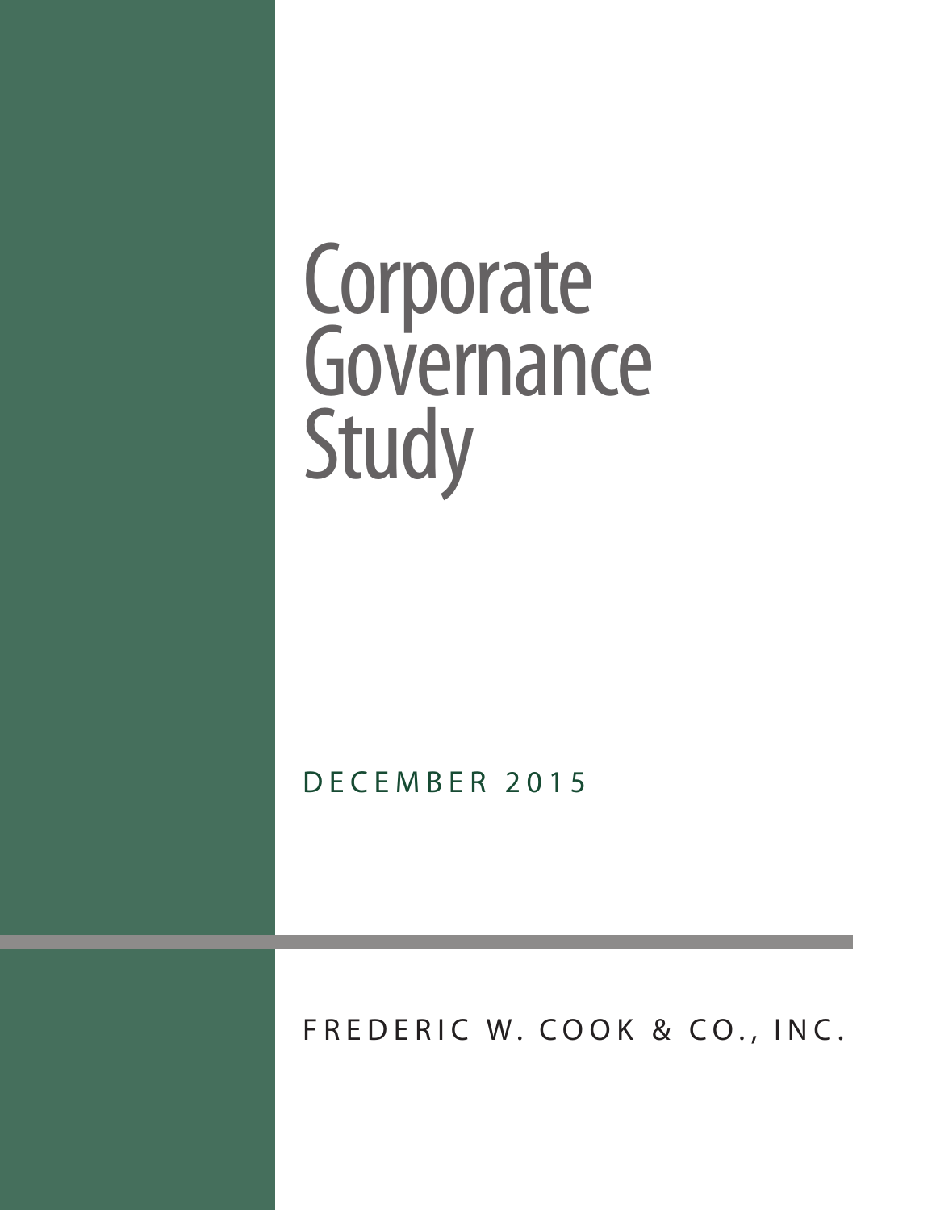# Corporate Governance Study

DECEMBER 2015

FREDERIC W. COOK & CO., INC.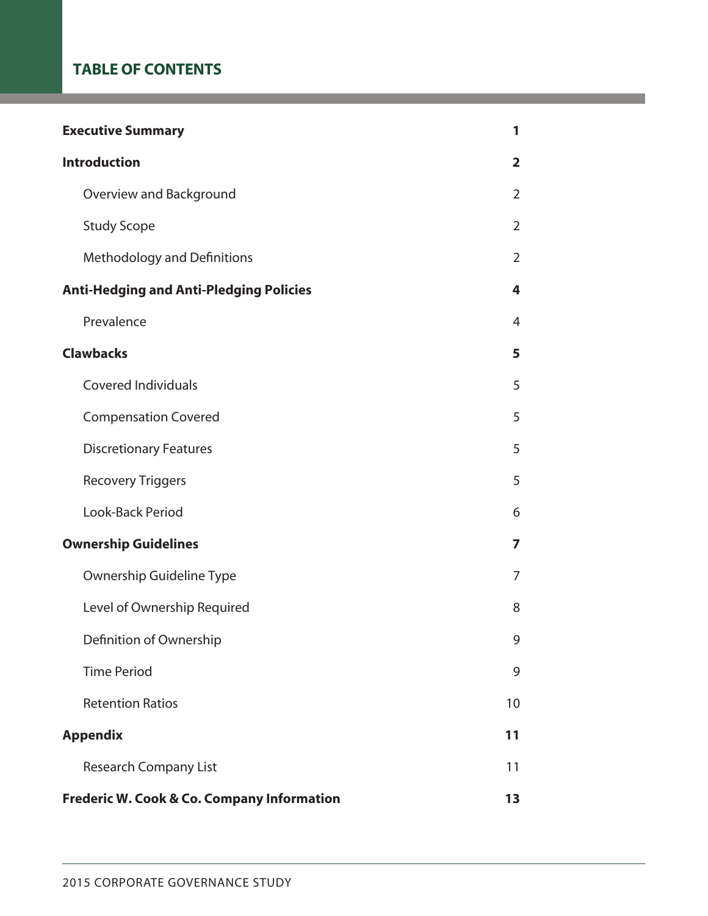# TABLE OF CONTENTS

| | |
|---|---|
| **Executive Summary** | **1** |
| **Introduction** | **2** |
| Overview and Background | 2 |
| Study Scope | 2 |
| Methodology and Definitions | 2 |
| **Anti-Hedging and Anti-Pledging Policies** | **4** |
| Prevalence | 4 |
| **Clawbacks** | **5** |
| Covered Individuals | 5 |
| Compensation Covered | 5 |
| Discretionary Features | 5 |
| Recovery Triggers | 5 |
| Look-Back Period | 6 |
| **Ownership Guidelines** | **7** |
| Ownership Guideline Type | 7 |
| Level of Ownership Required | 8 |
| Definition of Ownership | 9 |
| Time Period | 9 |
| Retention Ratios | 10 |
| **Appendix** | **11** |
| Research Company List | 11 |
| **Frederic W. Cook & Co. Company Information** | **13** |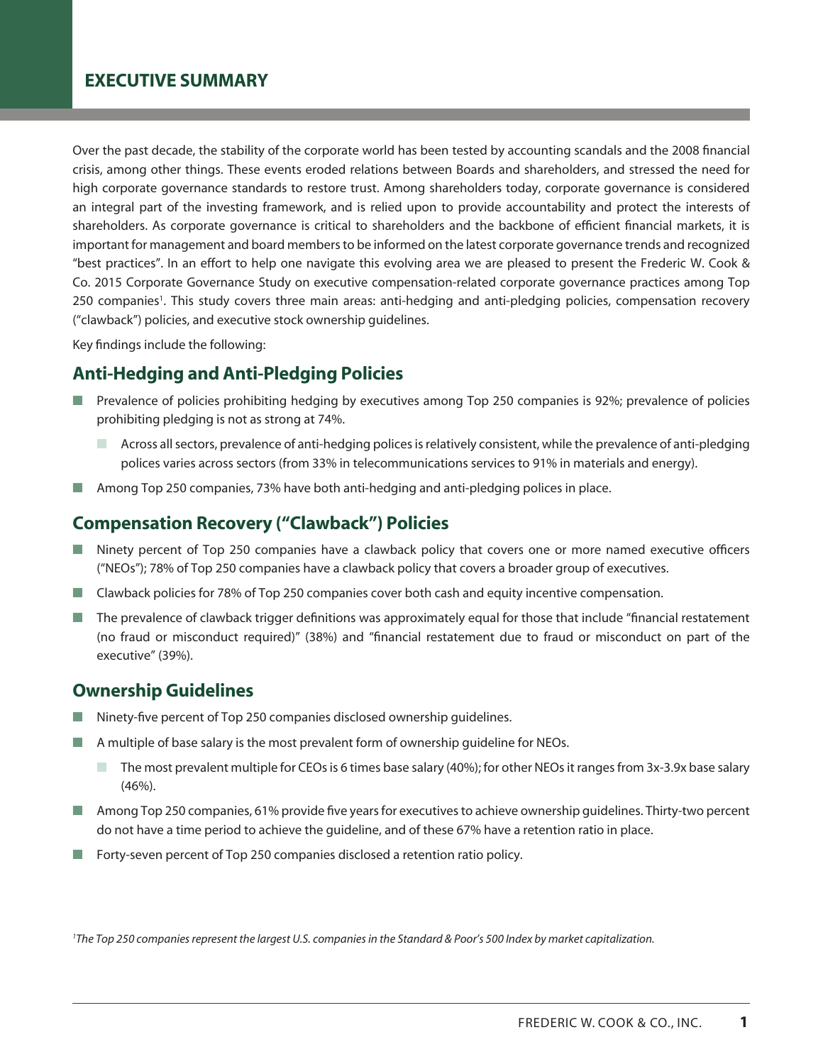# EXECUTIVE SUMMARY

Over the past decade, the stability of the corporate world has been tested by accounting scandals and the 2008 financial crisis, among other things. These events eroded relations between Boards and shareholders, and stressed the need for high corporate governance standards to restore trust. Among shareholders today, corporate governance is considered an integral part of the investing framework, and is relied upon to provide accountability and protect the interests of shareholders. As corporate governance is critical to shareholders and the backbone of efficient financial markets, it is important for management and board members to be informed on the latest corporate governance trends and recognized "best practices". In an effort to help one navigate this evolving area we are pleased to present the Frederic W. Cook & Co. 2015 Corporate Governance Study on executive compensation-related corporate governance practices among Top 250 companies[1]. This study covers three main areas: anti-hedging and anti-pledging policies, compensation recovery ("clawback") policies, and executive stock ownership guidelines.

Key findings include the following:

## Anti-Hedging and Anti-Pledging Policies

- Prevalence of policies prohibiting hedging by executives among Top 250 companies is 92%; prevalence of policies prohibiting pledging is not as strong at 74%.
  - Across all sectors, prevalence of anti-hedging polices is relatively consistent, while the prevalence of anti-pledging polices varies across sectors (from 33% in telecommunications services to 91% in materials and energy).
- Among Top 250 companies, 73% have both anti-hedging and anti-pledging polices in place.

## Compensation Recovery ("Clawback") Policies

- Ninety percent of Top 250 companies have a clawback policy that covers one or more named executive officers ("NEOs"); 78% of Top 250 companies have a clawback policy that covers a broader group of executives.
- Clawback policies for 78% of Top 250 companies cover both cash and equity incentive compensation.
- The prevalence of clawback trigger definitions was approximately equal for those that include "financial restatement (no fraud or misconduct required)" (38%) and "financial restatement due to fraud or misconduct on part of the executive" (39%).

## Ownership Guidelines

- Ninety-five percent of Top 250 companies disclosed ownership guidelines.
- A multiple of base salary is the most prevalent form of ownership guideline for NEOs.
  - The most prevalent multiple for CEOs is 6 times base salary (40%); for other NEOs it ranges from 3x-3.9x base salary (46%).
- Among Top 250 companies, 61% provide five years for executives to achieve ownership guidelines. Thirty-two percent do not have a time period to achieve the guideline, and of these 67% have a retention ratio in place.
- Forty-seven percent of Top 250 companies disclosed a retention ratio policy.

*[1] The Top 250 companies represent the largest U.S. companies in the Standard & Poor's 500 Index by market capitalization.*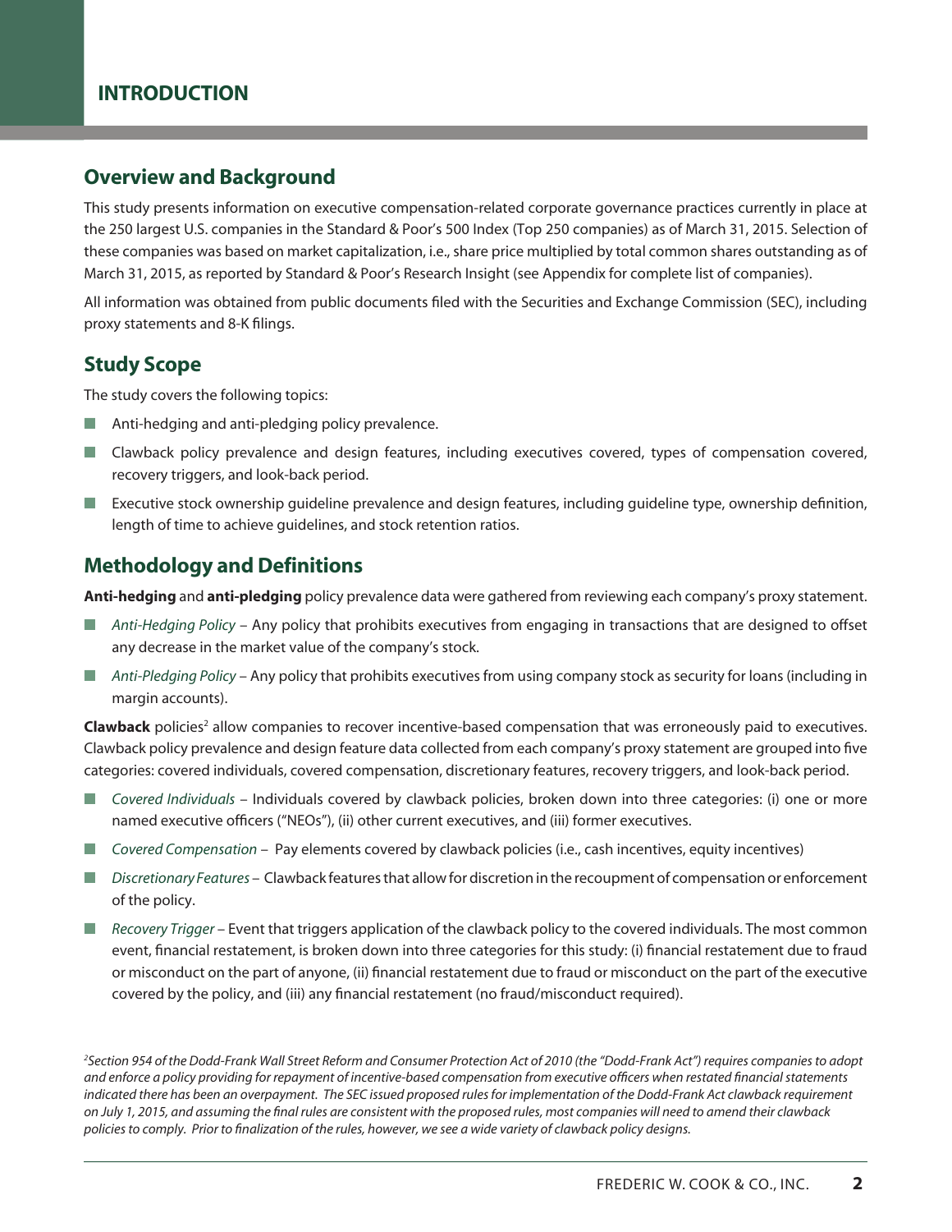# INTRODUCTION

## Overview and Background

This study presents information on executive compensation-related corporate governance practices currently in place at the 250 largest U.S. companies in the Standard & Poor's 500 Index (Top 250 companies) as of March 31, 2015. Selection of these companies was based on market capitalization, i.e., share price multiplied by total common shares outstanding as of March 31, 2015, as reported by Standard & Poor's Research Insight (see Appendix for complete list of companies).

All information was obtained from public documents filed with the Securities and Exchange Commission (SEC), including proxy statements and 8-K filings.

## Study Scope

The study covers the following topics:

- Anti-hedging and anti-pledging policy prevalence.
- Clawback policy prevalence and design features, including executives covered, types of compensation covered, recovery triggers, and look-back period.
- Executive stock ownership guideline prevalence and design features, including guideline type, ownership definition, length of time to achieve guidelines, and stock retention ratios.

## Methodology and Definitions

**Anti-hedging** and **anti-pledging** policy prevalence data were gathered from reviewing each company's proxy statement.

- *Anti-Hedging Policy* – Any policy that prohibits executives from engaging in transactions that are designed to offset any decrease in the market value of the company's stock.
- *Anti-Pledging Policy* – Any policy that prohibits executives from using company stock as security for loans (including in margin accounts).

**Clawback** policies[2] allow companies to recover incentive-based compensation that was erroneously paid to executives. Clawback policy prevalence and design feature data collected from each company's proxy statement are grouped into five categories: covered individuals, covered compensation, discretionary features, recovery triggers, and look-back period.

- *Covered Individuals* – Individuals covered by clawback policies, broken down into three categories: (i) one or more named executive officers ("NEOs"), (ii) other current executives, and (iii) former executives.
- *Covered Compensation* – Pay elements covered by clawback policies (i.e., cash incentives, equity incentives)
- *Discretionary Features* – Clawback features that allow for discretion in the recoupment of compensation or enforcement of the policy.
- *Recovery Trigger* – Event that triggers application of the clawback policy to the covered individuals. The most common event, financial restatement, is broken down into three categories for this study: (i) financial restatement due to fraud or misconduct on the part of anyone, (ii) financial restatement due to fraud or misconduct on the part of the executive covered by the policy, and (iii) any financial restatement (no fraud/misconduct required).

*[2] Section 954 of the Dodd-Frank Wall Street Reform and Consumer Protection Act of 2010 (the "Dodd-Frank Act") requires companies to adopt and enforce a policy providing for repayment of incentive-based compensation from executive officers when restated financial statements indicated there has been an overpayment. The SEC issued proposed rules for implementation of the Dodd-Frank Act clawback requirement on July 1, 2015, and assuming the final rules are consistent with the proposed rules, most companies will need to amend their clawback policies to comply. Prior to finalization of the rules, however, we see a wide variety of clawback policy designs.*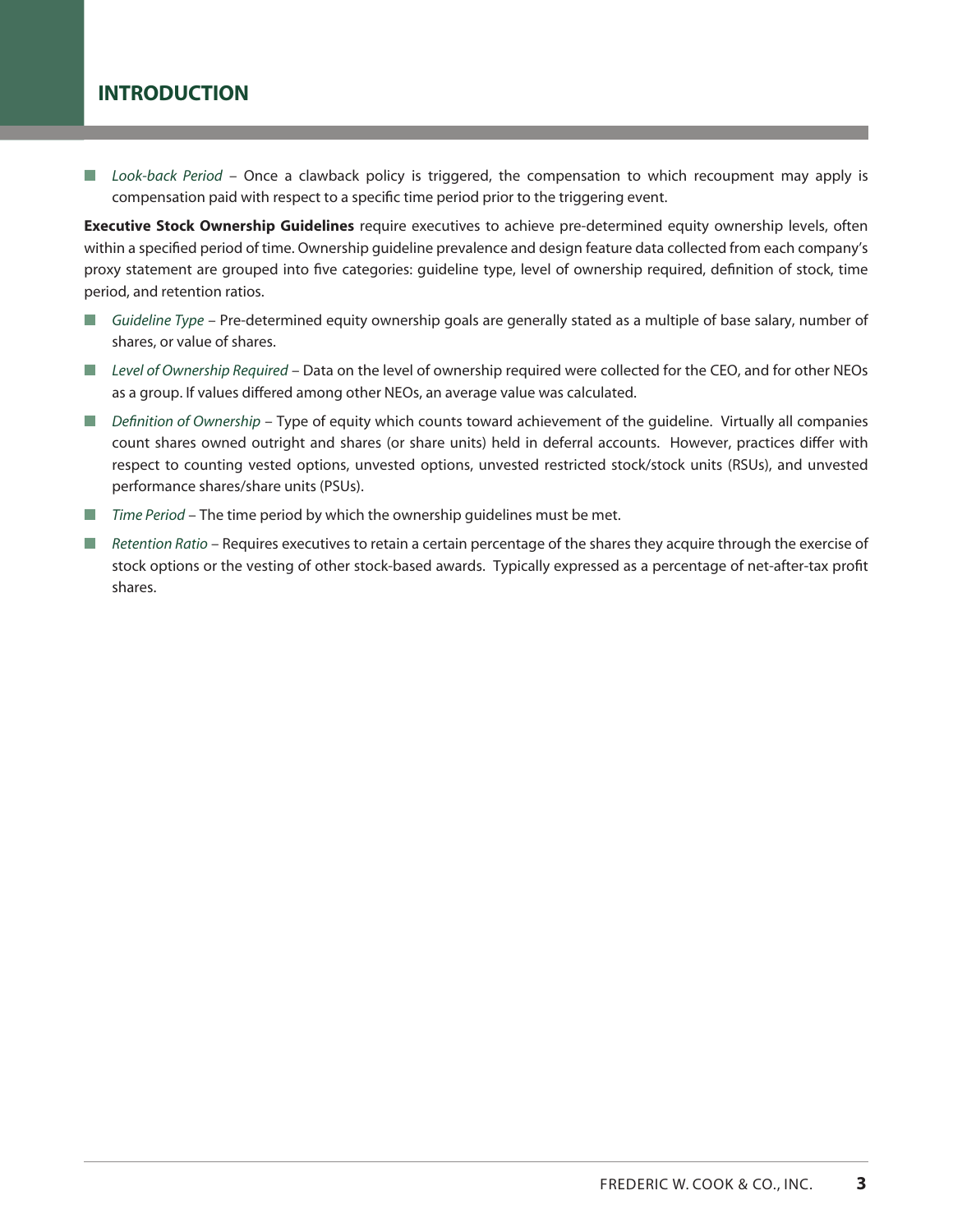## INTRODUCTION

- *Look-back Period* – Once a clawback policy is triggered, the compensation to which recoupment may apply is compensation paid with respect to a specific time period prior to the triggering event.

**Executive Stock Ownership Guidelines** require executives to achieve pre-determined equity ownership levels, often within a specified period of time. Ownership guideline prevalence and design feature data collected from each company's proxy statement are grouped into five categories: guideline type, level of ownership required, definition of stock, time period, and retention ratios.

- *Guideline Type* – Pre-determined equity ownership goals are generally stated as a multiple of base salary, number of shares, or value of shares.
- *Level of Ownership Required* – Data on the level of ownership required were collected for the CEO, and for other NEOs as a group. If values differed among other NEOs, an average value was calculated.
- *Definition of Ownership* – Type of equity which counts toward achievement of the guideline. Virtually all companies count shares owned outright and shares (or share units) held in deferral accounts. However, practices differ with respect to counting vested options, unvested options, unvested restricted stock/stock units (RSUs), and unvested performance shares/share units (PSUs).
- *Time Period* – The time period by which the ownership guidelines must be met.
- *Retention Ratio* – Requires executives to retain a certain percentage of the shares they acquire through the exercise of stock options or the vesting of other stock-based awards. Typically expressed as a percentage of net-after-tax profit shares.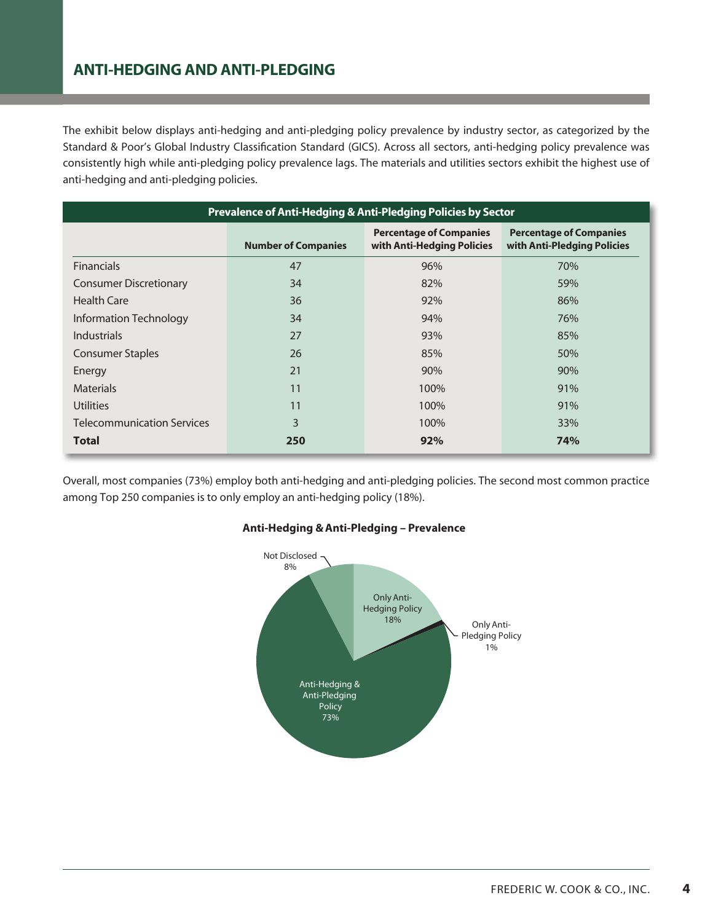## ANTI-HEDGING AND ANTI-PLEDGING

The exhibit below displays anti-hedging and anti-pledging policy prevalence by industry sector, as categorized by the Standard & Poor's Global Industry Classification Standard (GICS). Across all sectors, anti-hedging policy prevalence was consistently high while anti-pledging policy prevalence lags. The materials and utilities sectors exhibit the highest use of anti-hedging and anti-pledging policies.

**Prevalence of Anti-Hedging & Anti-Pledging Policies by Sector**

| | Number of Companies | Percentage of Companies with Anti-Hedging Policies | Percentage of Companies with Anti-Pledging Policies |
|---|---|---|---|
| Financials | 47 | 96% | 70% |
| Consumer Discretionary | 34 | 82% | 59% |
| Health Care | 36 | 92% | 86% |
| Information Technology | 34 | 94% | 76% |
| Industrials | 27 | 93% | 85% |
| Consumer Staples | 26 | 85% | 50% |
| Energy | 21 | 90% | 90% |
| Materials | 11 | 100% | 91% |
| Utilities | 11 | 100% | 91% |
| Telecommunication Services | 3 | 100% | 33% |
| **Total** | **250** | **92%** | **74%** |

Overall, most companies (73%) employ both anti-hedging and anti-pledging policies. The second most common practice among Top 250 companies is to only employ an anti-hedging policy (18%).

**Anti-Hedging & Anti-Pledging – Prevalence**

| Category | Percentage |
|---|---|
| Anti-Hedging & Anti-Pledging Policy | 73% |
| Only Anti-Hedging Policy | 18% |
| Only Anti-Pledging Policy | 1% |
| Not Disclosed | 8% |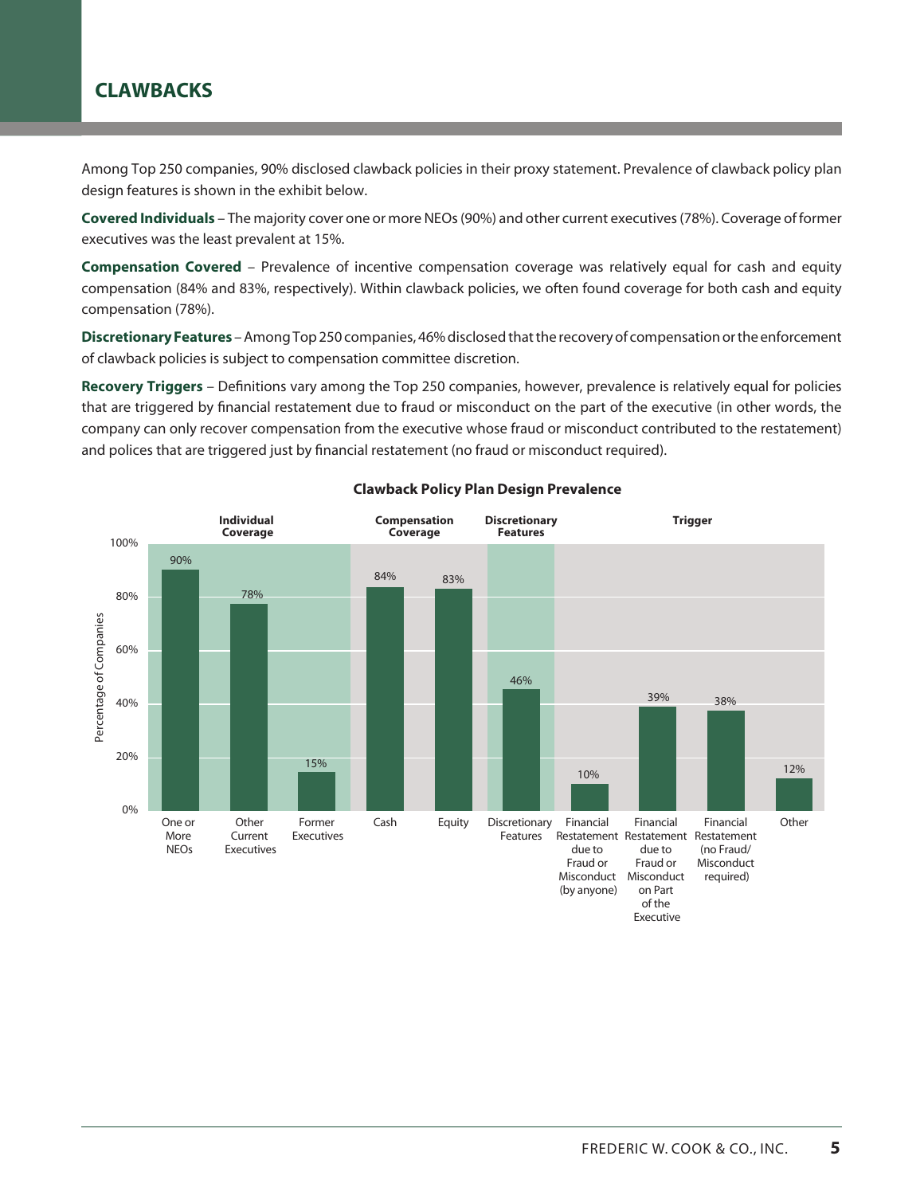## CLAWBACKS

Among Top 250 companies, 90% disclosed clawback policies in their proxy statement. Prevalence of clawback policy plan design features is shown in the exhibit below.

**Covered Individuals** – The majority cover one or more NEOs (90%) and other current executives (78%). Coverage of former executives was the least prevalent at 15%.

**Compensation Covered** – Prevalence of incentive compensation coverage was relatively equal for cash and equity compensation (84% and 83%, respectively). Within clawback policies, we often found coverage for both cash and equity compensation (78%).

**Discretionary Features** – Among Top 250 companies, 46% disclosed that the recovery of compensation or the enforcement of clawback policies is subject to compensation committee discretion.

**Recovery Triggers** – Definitions vary among the Top 250 companies, however, prevalence is relatively equal for policies that are triggered by financial restatement due to fraud or misconduct on the part of the executive (in other words, the company can only recover compensation from the executive whose fraud or misconduct contributed to the restatement) and polices that are triggered just by financial restatement (no fraud or misconduct required).

**Clawback Policy Plan Design Prevalence**

| Category | Feature | Percentage of Companies |
|---|---|---|
| Individual Coverage | One or More NEOs | 90% |
| Individual Coverage | Other Current Executives | 78% |
| Individual Coverage | Former Executives | 15% |
| Compensation Coverage | Cash | 84% |
| Compensation Coverage | Equity | 83% |
| Discretionary Features | Discretionary Features | 46% |
| Trigger | Financial Restatement due to Fraud or Misconduct (by anyone) | 10% |
| Trigger | Financial Restatement due to Fraud or Misconduct on Part of the Executive | 39% |
| Trigger | Financial Restatement (no Fraud/ Misconduct required) | 38% |
| Trigger | Other | 12% |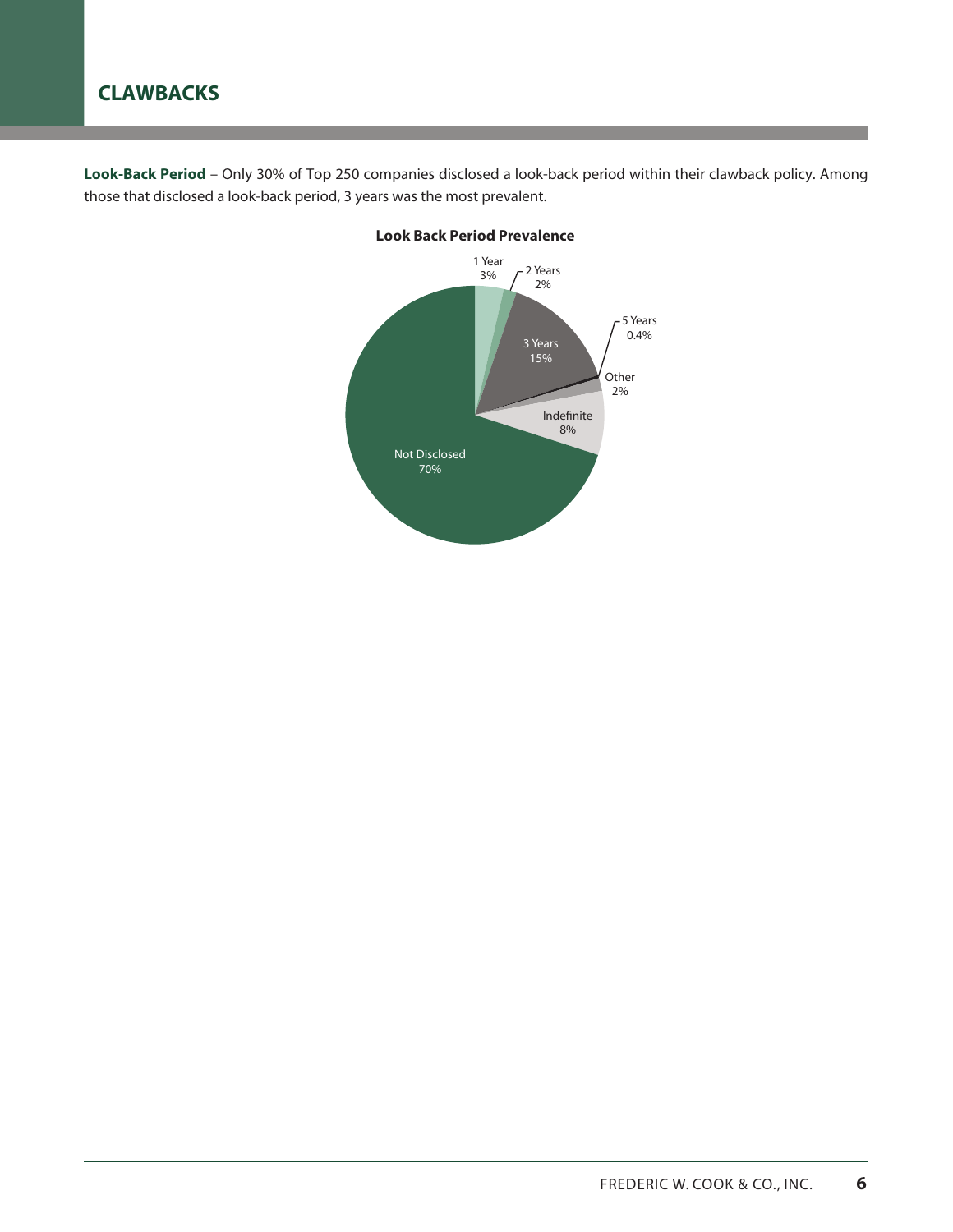## CLAWBACKS

**Look-Back Period** – Only 30% of Top 250 companies disclosed a look-back period within their clawback policy. Among those that disclosed a look-back period, 3 years was the most prevalent.

**Look Back Period Prevalence**

| Look-Back Period | Prevalence |
| --- | --- |
| 1 Year | 3% |
| 2 Years | 2% |
| 3 Years | 15% |
| 5 Years | 0.4% |
| Other | 2% |
| Indefinite | 8% |
| Not Disclosed | 70% |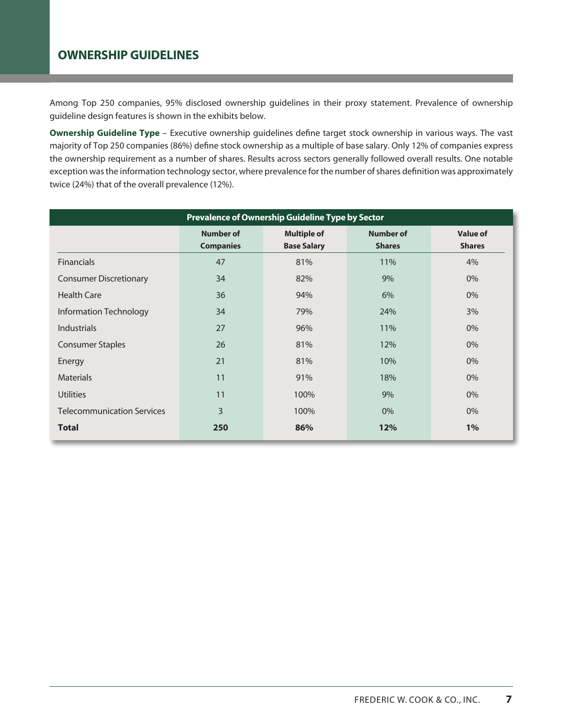## OWNERSHIP GUIDELINES

Among Top 250 companies, 95% disclosed ownership guidelines in their proxy statement. Prevalence of ownership guideline design features is shown in the exhibits below.

**Ownership Guideline Type** – Executive ownership guidelines define target stock ownership in various ways. The vast majority of Top 250 companies (86%) define stock ownership as a multiple of base salary. Only 12% of companies express the ownership requirement as a number of shares. Results across sectors generally followed overall results. One notable exception was the information technology sector, where prevalence for the number of shares definition was approximately twice (24%) that of the overall prevalence (12%).

**Prevalence of Ownership Guideline Type by Sector**

| | Number of Companies | Multiple of Base Salary | Number of Shares | Value of Shares |
|---|---|---|---|---|
| Financials | 47 | 81% | 11% | 4% |
| Consumer Discretionary | 34 | 82% | 9% | 0% |
| Health Care | 36 | 94% | 6% | 0% |
| Information Technology | 34 | 79% | 24% | 3% |
| Industrials | 27 | 96% | 11% | 0% |
| Consumer Staples | 26 | 81% | 12% | 0% |
| Energy | 21 | 81% | 10% | 0% |
| Materials | 11 | 91% | 18% | 0% |
| Utilities | 11 | 100% | 9% | 0% |
| Telecommunication Services | 3 | 100% | 0% | 0% |
| **Total** | **250** | **86%** | **12%** | **1%** |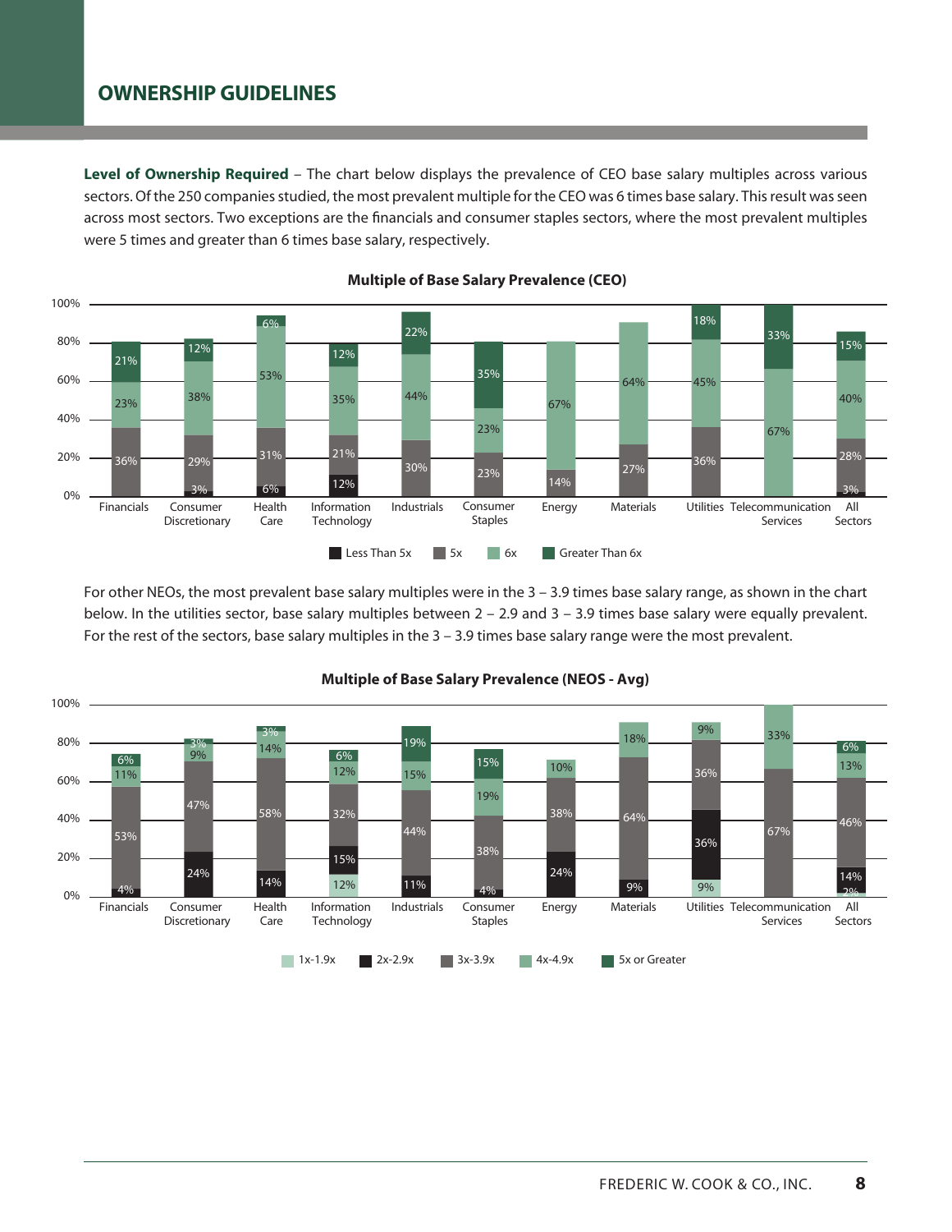## OWNERSHIP GUIDELINES

**Level of Ownership Required** – The chart below displays the prevalence of CEO base salary multiples across various sectors. Of the 250 companies studied, the most prevalent multiple for the CEO was 6 times base salary. This result was seen across most sectors. Two exceptions are the financials and consumer staples sectors, where the most prevalent multiples were 5 times and greater than 6 times base salary, respectively.

**Multiple of Base Salary Prevalence (CEO)**

| Sector | Less Than 5x | 5x | 6x | Greater Than 6x |
|---|---|---|---|---|
| Financials | | 36% | 23% | 21% |
| Consumer Discretionary | 3% | 29% | 38% | 12% |
| Health Care | 6% | 31% | 53% | 6% |
| Information Technology | 12% | 21% | 35% | 12% |
| Industrials | | 30% | 44% | 22% |
| Consumer Staples | | 23% | 23% | 35% |
| Energy | | 14% | 67% | |
| Materials | | 27% | 64% | |
| Utilities | | 36% | 45% | 18% |
| Telecommunication Services | | | 67% | 33% |
| All Sectors | 3% | 28% | 40% | 15% |

For other NEOs, the most prevalent base salary multiples were in the 3 – 3.9 times base salary range, as shown in the chart below. In the utilities sector, base salary multiples between 2 – 2.9 and 3 – 3.9 times base salary were equally prevalent. For the rest of the sectors, base salary multiples in the 3 – 3.9 times base salary range were the most prevalent.

**Multiple of Base Salary Prevalence (NEOS - Avg)**

| Sector | 1x-1.9x | 2x-2.9x | 3x-3.9x | 4x-4.9x | 5x or Greater |
|---|---|---|---|---|---|
| Financials | | 4% | 53% | 11% | 6% |
| Consumer Discretionary | | 24% | 47% | 9% | 3% |
| Health Care | | 14% | 58% | 14% | 3% |
| Information Technology | 12% | 15% | 32% | 12% | 6% |
| Industrials | | 11% | 44% | 15% | 19% |
| Consumer Staples | | 4% | 38% | 19% | 15% |
| Energy | | 24% | 38% | 10% | |
| Materials | | 9% | 64% | 18% | |
| Utilities | 9% | 36% | 36% | 9% | |
| Telecommunication Services | | | 67% | 33% | |
| All Sectors | 2% | 14% | 46% | 13% | 6% |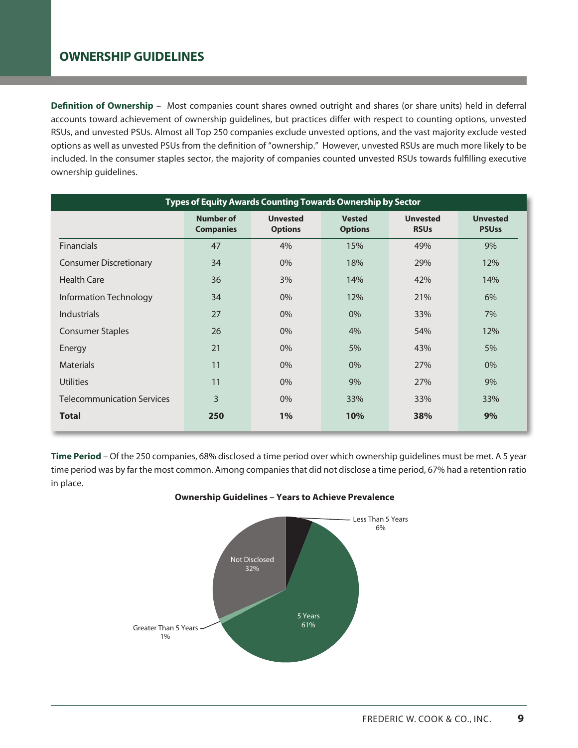## OWNERSHIP GUIDELINES

**Definition of Ownership** – Most companies count shares owned outright and shares (or share units) held in deferral accounts toward achievement of ownership guidelines, but practices differ with respect to counting options, unvested RSUs, and unvested PSUs. Almost all Top 250 companies exclude unvested options, and the vast majority exclude vested options as well as unvested PSUs from the definition of "ownership." However, unvested RSUs are much more likely to be included. In the consumer staples sector, the majority of companies counted unvested RSUs towards fulfilling executive ownership guidelines.

**Types of Equity Awards Counting Towards Ownership by Sector**

| | Number of Companies | Unvested Options | Vested Options | Unvested RSUs | Unvested PSUss |
|---|---|---|---|---|---|
| Financials | 47 | 4% | 15% | 49% | 9% |
| Consumer Discretionary | 34 | 0% | 18% | 29% | 12% |
| Health Care | 36 | 3% | 14% | 42% | 14% |
| Information Technology | 34 | 0% | 12% | 21% | 6% |
| Industrials | 27 | 0% | 0% | 33% | 7% |
| Consumer Staples | 26 | 0% | 4% | 54% | 12% |
| Energy | 21 | 0% | 5% | 43% | 5% |
| Materials | 11 | 0% | 0% | 27% | 0% |
| Utilities | 11 | 0% | 9% | 27% | 9% |
| Telecommunication Services | 3 | 0% | 33% | 33% | 33% |
| **Total** | **250** | **1%** | **10%** | **38%** | **9%** |

**Time Period** – Of the 250 companies, 68% disclosed a time period over which ownership guidelines must be met. A 5 year time period was by far the most common. Among companies that did not disclose a time period, 67% had a retention ratio in place.

**Ownership Guidelines – Years to Achieve Prevalence**

| Years to Achieve | Prevalence |
|---|---|
| Less Than 5 Years | 6% |
| 5 Years | 61% |
| Greater Than 5 Years | 1% |
| Not Disclosed | 32% |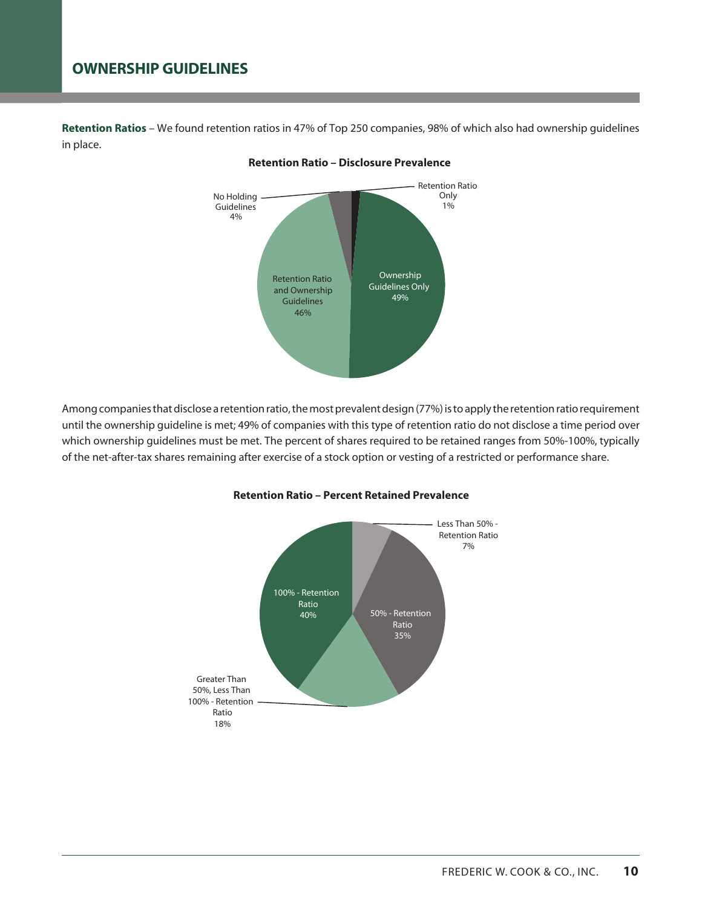## OWNERSHIP GUIDELINES

**Retention Ratios** – We found retention ratios in 47% of Top 250 companies, 98% of which also had ownership guidelines in place.

**Retention Ratio – Disclosure Prevalence**

| Category | Percent |
|---|---|
| Ownership Guidelines Only | 49% |
| Retention Ratio and Ownership Guidelines | 46% |
| No Holding Guidelines | 4% |
| Retention Ratio Only | 1% |

Among companies that disclose a retention ratio, the most prevalent design (77%) is to apply the retention ratio requirement until the ownership guideline is met; 49% of companies with this type of retention ratio do not disclose a time period over which ownership guidelines must be met. The percent of shares required to be retained ranges from 50%-100%, typically of the net-after-tax shares remaining after exercise of a stock option or vesting of a restricted or performance share.

**Retention Ratio – Percent Retained Prevalence**

| Category | Percent |
|---|---|
| 100% - Retention Ratio | 40% |
| 50% - Retention Ratio | 35% |
| Greater Than 50%, Less Than 100% - Retention Ratio | 18% |
| Less Than 50% - Retention Ratio | 7% |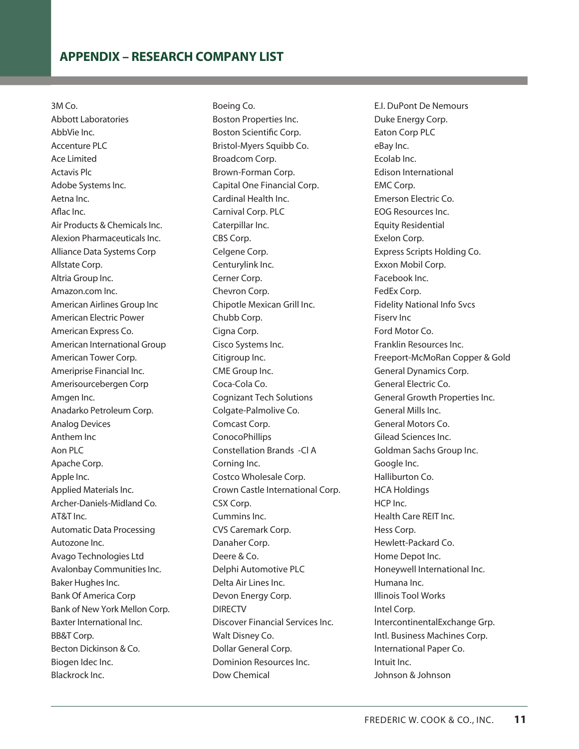## APPENDIX – RESEARCH COMPANY LIST

3M Co.
Abbott Laboratories
AbbVie Inc.
Accenture PLC
Ace Limited
Actavis Plc
Adobe Systems Inc.
Aetna Inc.
Aflac Inc.
Air Products & Chemicals Inc.
Alexion Pharmaceuticals Inc.
Alliance Data Systems Corp
Allstate Corp.
Altria Group Inc.
Amazon.com Inc.
American Airlines Group Inc
American Electric Power
American Express Co.
American International Group
American Tower Corp.
Ameriprise Financial Inc.
Amerisourcebergen Corp
Amgen Inc.
Anadarko Petroleum Corp.
Analog Devices
Anthem Inc
Aon PLC
Apache Corp.
Apple Inc.
Applied Materials Inc.
Archer-Daniels-Midland Co.
AT&T Inc.
Automatic Data Processing
Autozone Inc.
Avago Technologies Ltd
Avalonbay Communities Inc.
Baker Hughes Inc.
Bank Of America Corp
Bank of New York Mellon Corp.
Baxter International Inc.
BB&T Corp.
Becton Dickinson & Co.
Biogen Idec Inc.
Blackrock Inc.
Boeing Co.
Boston Properties Inc.
Boston Scientific Corp.
Bristol-Myers Squibb Co.
Broadcom Corp.
Brown-Forman Corp.
Capital One Financial Corp.
Cardinal Health Inc.
Carnival Corp. PLC
Caterpillar Inc.
CBS Corp.
Celgene Corp.
Centurylink Inc.
Cerner Corp.
Chevron Corp.
Chipotle Mexican Grill Inc.
Chubb Corp.
Cigna Corp.
Cisco Systems Inc.
Citigroup Inc.
CME Group Inc.
Coca-Cola Co.
Cognizant Tech Solutions
Colgate-Palmolive Co.
Comcast Corp.
ConocoPhillips
Constellation Brands -Cl A
Corning Inc.
Costco Wholesale Corp.
Crown Castle International Corp.
CSX Corp.
Cummins Inc.
CVS Caremark Corp.
Danaher Corp.
Deere & Co.
Delphi Automotive PLC
Delta Air Lines Inc.
Devon Energy Corp.
DIRECTV
Discover Financial Services Inc.
Walt Disney Co.
Dollar General Corp.
Dominion Resources Inc.
Dow Chemical
E.I. DuPont De Nemours
Duke Energy Corp.
Eaton Corp PLC
eBay Inc.
Ecolab Inc.
Edison International
EMC Corp.
Emerson Electric Co.
EOG Resources Inc.
Equity Residential
Exelon Corp.
Express Scripts Holding Co.
Exxon Mobil Corp.
Facebook Inc.
FedEx Corp.
Fidelity National Info Svcs
Fiserv Inc
Ford Motor Co.
Franklin Resources Inc.
Freeport-McMoRan Copper & Gold
General Dynamics Corp.
General Electric Co.
General Growth Properties Inc.
General Mills Inc.
General Motors Co.
Gilead Sciences Inc.
Goldman Sachs Group Inc.
Google Inc.
Halliburton Co.
HCA Holdings
HCP Inc.
Health Care REIT Inc.
Hess Corp.
Hewlett-Packard Co.
Home Depot Inc.
Honeywell International Inc.
Humana Inc.
Illinois Tool Works
Intel Corp.
IntercontinentalExchange Grp.
Intl. Business Machines Corp.
International Paper Co.
Intuit Inc.
Johnson & Johnson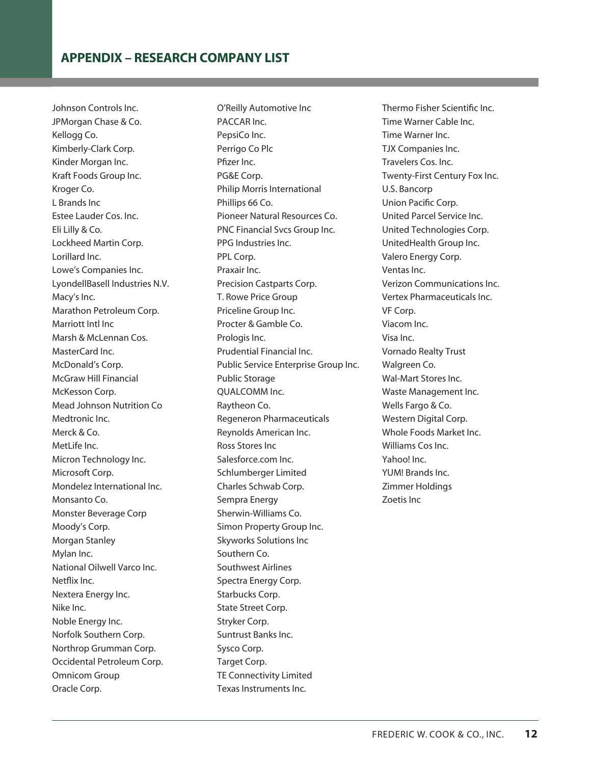## APPENDIX – RESEARCH COMPANY LIST

Johnson Controls Inc.
JPMorgan Chase & Co.
Kellogg Co.
Kimberly-Clark Corp.
Kinder Morgan Inc.
Kraft Foods Group Inc.
Kroger Co.
L Brands Inc
Estee Lauder Cos. Inc.
Eli Lilly & Co.
Lockheed Martin Corp.
Lorillard Inc.
Lowe's Companies Inc.
LyondellBasell Industries N.V.
Macy's Inc.
Marathon Petroleum Corp.
Marriott Intl Inc
Marsh & McLennan Cos.
MasterCard Inc.
McDonald's Corp.
McGraw Hill Financial
McKesson Corp.
Mead Johnson Nutrition Co
Medtronic Inc.
Merck & Co.
MetLife Inc.
Micron Technology Inc.
Microsoft Corp.
Mondelez International Inc.
Monsanto Co.
Monster Beverage Corp
Moody's Corp.
Morgan Stanley
Mylan Inc.
National Oilwell Varco Inc.
Netflix Inc.
Nextera Energy Inc.
Nike Inc.
Noble Energy Inc.
Norfolk Southern Corp.
Northrop Grumman Corp.
Occidental Petroleum Corp.
Omnicom Group
Oracle Corp.
O'Reilly Automotive Inc
PACCAR Inc.
PepsiCo Inc.
Perrigo Co Plc
Pfizer Inc.
PG&E Corp.
Philip Morris International
Phillips 66 Co.
Pioneer Natural Resources Co.
PNC Financial Svcs Group Inc.
PPG Industries Inc.
PPL Corp.
Praxair Inc.
Precision Castparts Corp.
T. Rowe Price Group
Priceline Group Inc.
Procter & Gamble Co.
Prologis Inc.
Prudential Financial Inc.
Public Service Enterprise Group Inc.
Public Storage
QUALCOMM Inc.
Raytheon Co.
Regeneron Pharmaceuticals
Reynolds American Inc.
Ross Stores Inc
Salesforce.com Inc.
Schlumberger Limited
Charles Schwab Corp.
Sempra Energy
Sherwin-Williams Co.
Simon Property Group Inc.
Skyworks Solutions Inc
Southern Co.
Southwest Airlines
Spectra Energy Corp.
Starbucks Corp.
State Street Corp.
Stryker Corp.
Suntrust Banks Inc.
Sysco Corp.
Target Corp.
TE Connectivity Limited
Texas Instruments Inc.
Thermo Fisher Scientific Inc.
Time Warner Cable Inc.
Time Warner Inc.
TJX Companies Inc.
Travelers Cos. Inc.
Twenty-First Century Fox Inc.
U.S. Bancorp
Union Pacific Corp.
United Parcel Service Inc.
United Technologies Corp.
UnitedHealth Group Inc.
Valero Energy Corp.
Ventas Inc.
Verizon Communications Inc.
Vertex Pharmaceuticals Inc.
VF Corp.
Viacom Inc.
Visa Inc.
Vornado Realty Trust
Walgreen Co.
Wal-Mart Stores Inc.
Waste Management Inc.
Wells Fargo & Co.
Western Digital Corp.
Whole Foods Market Inc.
Williams Cos Inc.
Yahoo! Inc.
YUM! Brands Inc.
Zimmer Holdings
Zoetis Inc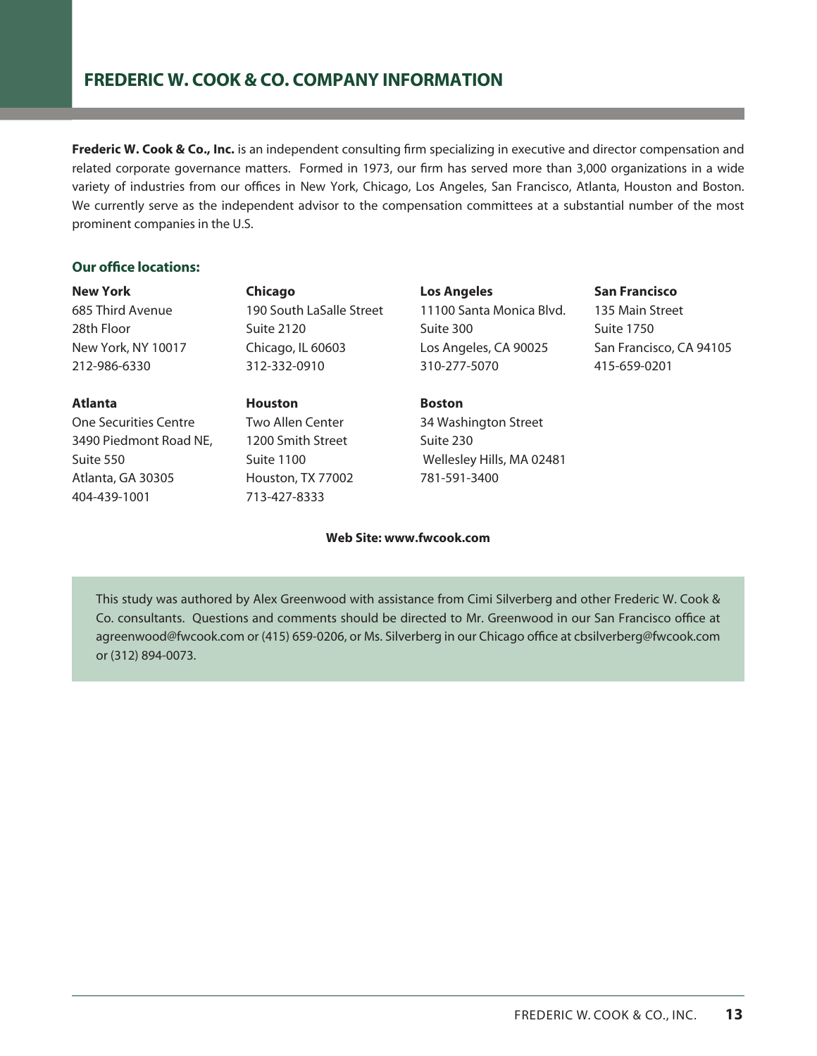## FREDERIC W. COOK & CO. COMPANY INFORMATION

**Frederic W. Cook & Co., Inc.** is an independent consulting firm specializing in executive and director compensation and related corporate governance matters. Formed in 1973, our firm has served more than 3,000 organizations in a wide variety of industries from our offices in New York, Chicago, Los Angeles, San Francisco, Atlanta, Houston and Boston. We currently serve as the independent advisor to the compensation committees at a substantial number of the most prominent companies in the U.S.

### Our office locations:

**New York**
685 Third Avenue
28th Floor
New York, NY 10017
212-986-6330

**Chicago**
190 South LaSalle Street
Suite 2120
Chicago, IL 60603
312-332-0910

**Los Angeles**
11100 Santa Monica Blvd.
Suite 300
Los Angeles, CA 90025
310-277-5070

**San Francisco**
135 Main Street
Suite 1750
San Francisco, CA 94105
415-659-0201

**Atlanta**
One Securities Centre
3490 Piedmont Road NE,
Suite 550
Atlanta, GA 30305
404-439-1001

**Houston**
Two Allen Center
1200 Smith Street
Suite 1100
Houston, TX 77002
713-427-8333

**Boston**
34 Washington Street
Suite 230
Wellesley Hills, MA 02481
781-591-3400

**Web Site: www.fwcook.com**

This study was authored by Alex Greenwood with assistance from Cimi Silverberg and other Frederic W. Cook & Co. consultants. Questions and comments should be directed to Mr. Greenwood in our San Francisco office at agreenwood@fwcook.com or (415) 659-0206, or Ms. Silverberg in our Chicago office at cbsilverberg@fwcook.com or (312) 894-0073.